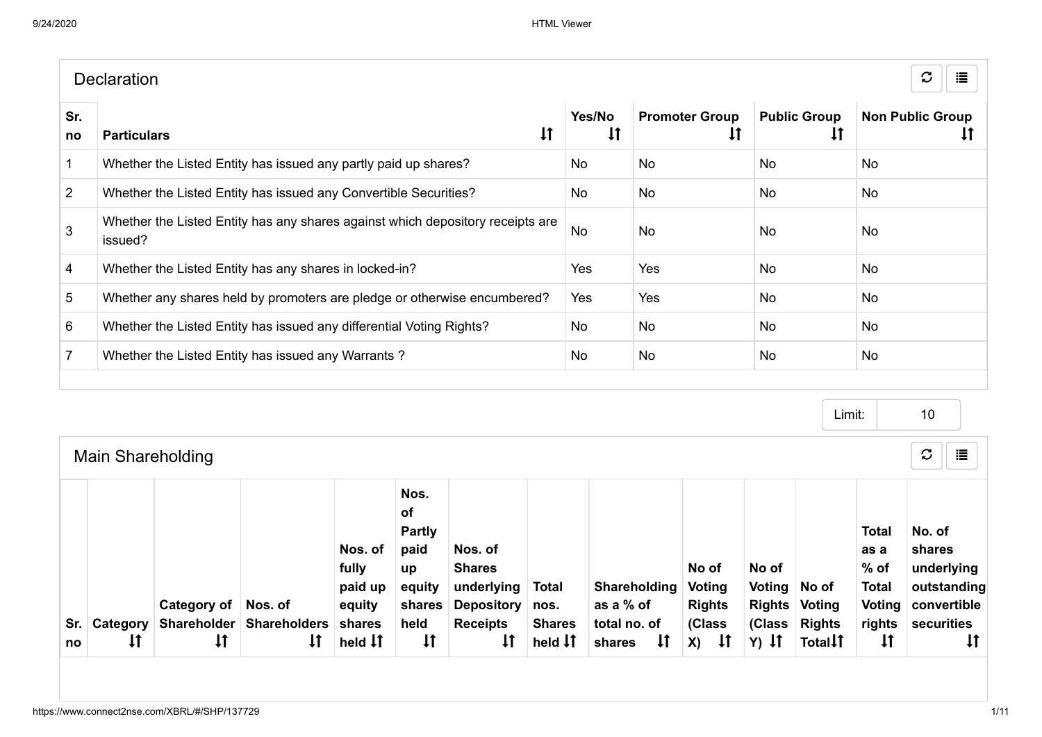## Declaration

| Sr. no | Particulars | Yes/No | Promoter Group | Public Group | Non Public Group |
|---|---|---|---|---|---|
| 1 | Whether the Listed Entity has issued any partly paid up shares? | No | No | No | No |
| 2 | Whether the Listed Entity has issued any Convertible Securities? | No | No | No | No |
| 3 | Whether the Listed Entity has any shares against which depository receipts are issued? | No | No | No | No |
| 4 | Whether the Listed Entity has any shares in locked-in? | Yes | Yes | No | No |
| 5 | Whether any shares held by promoters are pledge or otherwise encumbered? | Yes | Yes | No | No |
| 6 | Whether the Listed Entity has issued any differential Voting Rights? | No | No | No | No |
| 7 | Whether the Listed Entity has issued any Warrants ? | No | No | No | No |

Limit: 10

## Main Shareholding

| Sr. no | Category | Category of Shareholder | Nos. of Shareholders | Nos. of fully paid up equity shares held | Nos. of Partly paid up equity shares held | Nos. of Shares underlying Depository Receipts | Total nos. Shares held | Shareholding as a % of total no. of shares | No of Voting Rights (Class X) | No of Voting Rights (Class Y) | No of Voting Rights Total | Total as a % of Total Voting rights | No. of shares underlying outstanding convertible securities |
|---|---|---|---|---|---|---|---|---|---|---|---|---|---|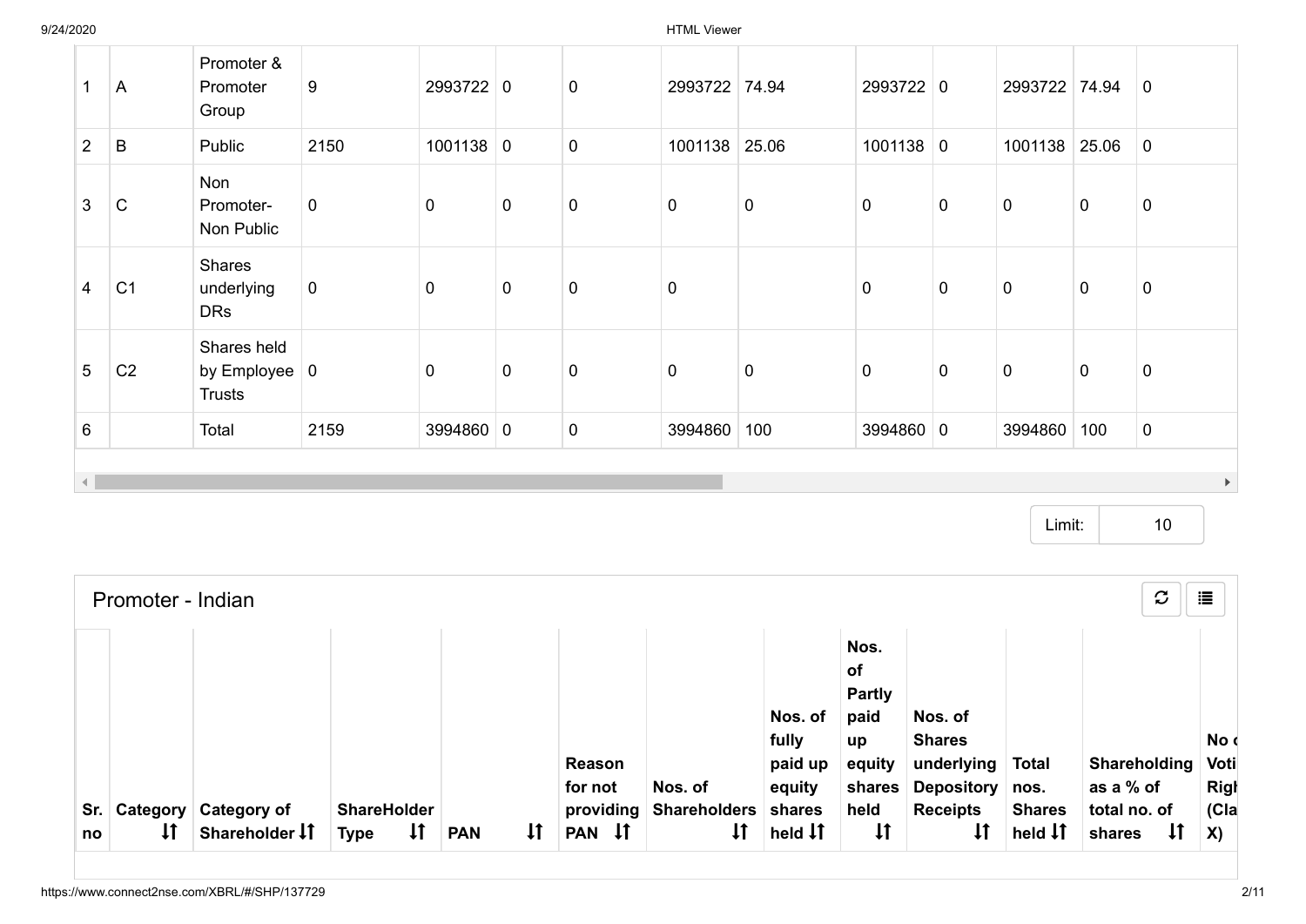| | | | | | | | | | | | | | |
|---|---|---|---|---|---|---|---|---|---|---|---|---|---|
| 1 | A | Promoter & Promoter Group | 9 | 2993722 | 0 | 0 | 2993722 | 74.94 | 2993722 | 0 | 2993722 | 74.94 | 0 |
| 2 | B | Public | 2150 | 1001138 | 0 | 0 | 1001138 | 25.06 | 1001138 | 0 | 1001138 | 25.06 | 0 |
| 3 | C | Non Promoter-Non Public | 0 | 0 | 0 | 0 | 0 | 0 | 0 | 0 | 0 | 0 | 0 |
| 4 | C1 | Shares underlying DRs | 0 | 0 | 0 | 0 | 0 | | 0 | 0 | 0 | 0 | 0 |
| 5 | C2 | Shares held by Employee Trusts | 0 | 0 | 0 | 0 | 0 | 0 | 0 | 0 | 0 | 0 | 0 |
| 6 | | Total | 2159 | 3994860 | 0 | 0 | 3994860 | 100 | 3994860 | 0 | 3994860 | 100 | 0 |

Limit: 10

## Promoter - Indian

| Sr. no | Category | Category of Shareholder | ShareHolder Type | PAN | Reason for not providing PAN | Nos. of Shareholders | Nos. of fully paid up equity shares held | Nos. of Partly paid up equity shares held | Nos. of Shares underlying Depository Receipts | Total nos. Shares held | Shareholding as a % of total no. of shares | No of Voting Rights (Class X) |
|---|---|---|---|---|---|---|---|---|---|---|---|---|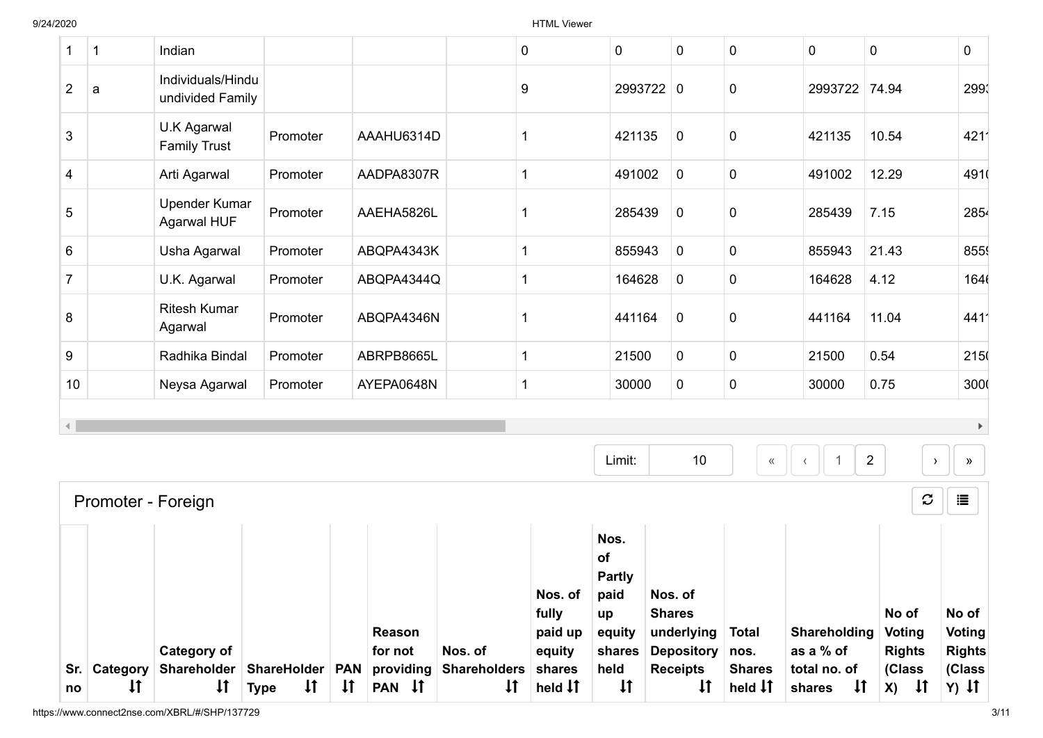| | | | | | | | | | | | | |
|---|---|---|---|---|---|---|---|---|---|---|---|---|
| 1 | 1 | Indian | | | | 0 | 0 | 0 | 0 | 0 | 0 | 0 |
| 2 | a | Individuals/Hindu undivided Family | | | | 9 | 2993722 | 0 | 0 | 2993722 | 74.94 | 2993 |
| 3 | | U.K Agarwal Family Trust | Promoter | AAAHU6314D | | 1 | 421135 | 0 | 0 | 421135 | 10.54 | 4211 |
| 4 | | Arti Agarwal | Promoter | AADPA8307R | | 1 | 491002 | 0 | 0 | 491002 | 12.29 | 4910 |
| 5 | | Upender Kumar Agarwal HUF | Promoter | AAEHA5826L | | 1 | 285439 | 0 | 0 | 285439 | 7.15 | 2854 |
| 6 | | Usha Agarwal | Promoter | ABQPA4343K | | 1 | 855943 | 0 | 0 | 855943 | 21.43 | 8559 |
| 7 | | U.K. Agarwal | Promoter | ABQPA4344Q | | 1 | 164628 | 0 | 0 | 164628 | 4.12 | 1646 |
| 8 | | Ritesh Kumar Agarwal | Promoter | ABQPA4346N | | 1 | 441164 | 0 | 0 | 441164 | 11.04 | 4411 |
| 9 | | Radhika Bindal | Promoter | ABRPB8665L | | 1 | 21500 | 0 | 0 | 21500 | 0.54 | 2150 |
| 10 | | Neysa Agarwal | Promoter | AYEPA0648N | | 1 | 30000 | 0 | 0 | 30000 | 0.75 | 3000 |

Limit: 10

« ‹ 1 2 › »

## Promoter - Foreign

| Sr. no | Category | Category of Shareholder | ShareHolder Type | PAN | Reason for not providing PAN | Nos. of Shareholders | Nos. of fully paid up equity shares held | Nos. of Partly paid up equity shares held | Nos. of Shares underlying Depository Receipts | Total nos. Shares held | Shareholding as a % of total no. of shares | No of Voting Rights (Class X) | No of Voting Rights (Class Y) |
|---|---|---|---|---|---|---|---|---|---|---|---|---|---|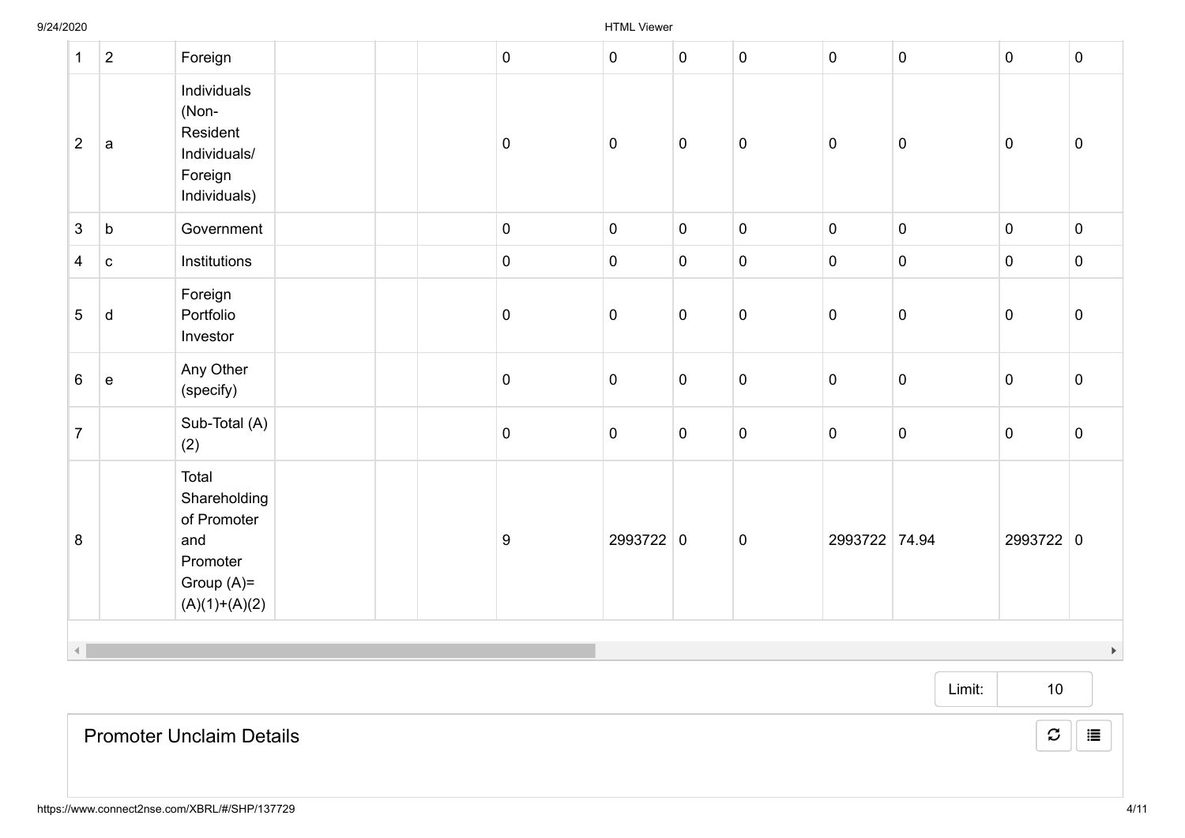| 1 | 2 | Foreign | | | | 0 | 0 | 0 | 0 | 0 | 0 | 0 | 0 |
|---|---|---|---|---|---|---|---|---|---|---|---|---|---|
| 2 | a | Individuals (Non-Resident Individuals/ Foreign Individuals) | | | | 0 | 0 | 0 | 0 | 0 | 0 | 0 | 0 |
| 3 | b | Government | | | | 0 | 0 | 0 | 0 | 0 | 0 | 0 | 0 |
| 4 | c | Institutions | | | | 0 | 0 | 0 | 0 | 0 | 0 | 0 | 0 |
| 5 | d | Foreign Portfolio Investor | | | | 0 | 0 | 0 | 0 | 0 | 0 | 0 | 0 |
| 6 | e | Any Other (specify) | | | | 0 | 0 | 0 | 0 | 0 | 0 | 0 | 0 |
| 7 | | Sub-Total (A) (2) | | | | 0 | 0 | 0 | 0 | 0 | 0 | 0 | 0 |
| 8 | | Total Shareholding of Promoter and Promoter Group (A)= (A)(1)+(A)(2) | | | | 9 | 2993722 | 0 | 0 | 2993722 | 74.94 | 2993722 | 0 |

Limit: 10

## Promoter Unclaim Details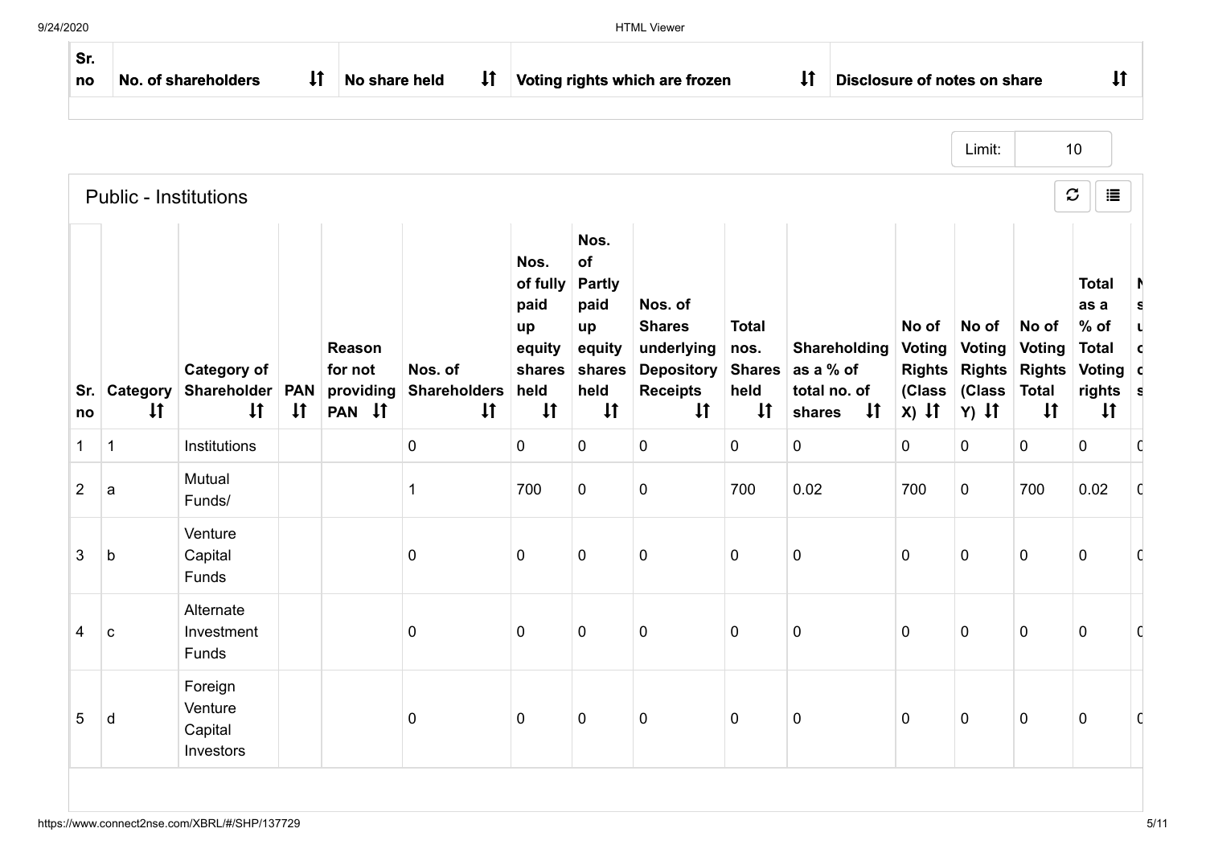| Sr. no | No. of shareholders | No share held | Voting rights which are frozen | Disclosure of notes on share |
|---|---|---|---|---|
| | | | | |

Limit: 10

## Public - Institutions

| Sr. no | Category | Category of Shareholder | PAN | Reason for not providing PAN | Nos. of Shareholders | Nos. of fully paid up equity shares held | Nos. of Partly paid up equity shares held | Nos. of Shares underlying Depository Receipts | Total nos. Shares held | Shareholding as a % of total no. of shares | No of Voting Rights (Class X) | No of Voting Rights (Class Y) | No of Voting Rights Total | Total as a % of Total Voting rights |
|---|---|---|---|---|---|---|---|---|---|---|---|---|---|---|
| 1 | 1 | Institutions | | | 0 | 0 | 0 | 0 | 0 | 0 | 0 | 0 | 0 | 0 |
| 2 | a | Mutual Funds/ | | | 1 | 700 | 0 | 0 | 700 | 0.02 | 700 | 0 | 700 | 0.02 |
| 3 | b | Venture Capital Funds | | | 0 | 0 | 0 | 0 | 0 | 0 | 0 | 0 | 0 | 0 |
| 4 | c | Alternate Investment Funds | | | 0 | 0 | 0 | 0 | 0 | 0 | 0 | 0 | 0 | 0 |
| 5 | d | Foreign Venture Capital Investors | | | 0 | 0 | 0 | 0 | 0 | 0 | 0 | 0 | 0 | 0 |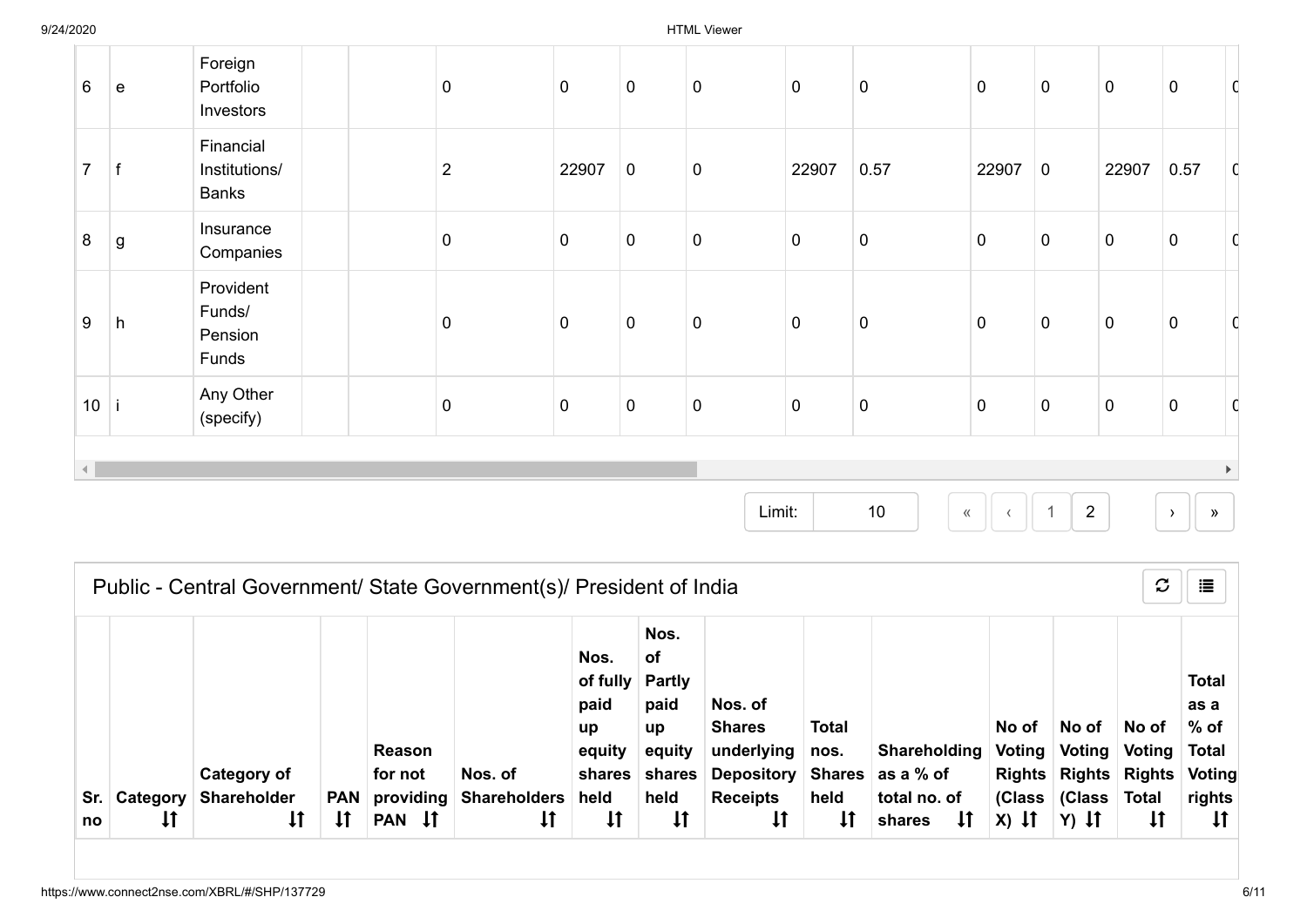| 6 | e | Foreign Portfolio Investors | | | 0 | 0 | 0 | 0 | 0 | 0 | 0 | 0 | 0 | 0 | 0 |
|---|---|---|---|---|---|---|---|---|---|---|---|---|---|---|---|
| 7 | f | Financial Institutions/ Banks | | | 2 | 22907 | 0 | 0 | 22907 | 0.57 | 22907 | 0 | 22907 | 0.57 | 0 |
| 8 | g | Insurance Companies | | | 0 | 0 | 0 | 0 | 0 | 0 | 0 | 0 | 0 | 0 | 0 |
| 9 | h | Provident Funds/ Pension Funds | | | 0 | 0 | 0 | 0 | 0 | 0 | 0 | 0 | 0 | 0 | 0 |
| 10 | i | Any Other (specify) | | | 0 | 0 | 0 | 0 | 0 | 0 | 0 | 0 | 0 | 0 | 0 |

Limit: 10 « ‹ 1 2 › »

## Public - Central Government/ State Government(s)/ President of India

| Sr. no | Category | Category of Shareholder | PAN | Reason for not providing PAN | Nos. of Shareholders | Nos. of fully paid up equity shares held | Nos. of Partly paid up equity shares held | Nos. of Shares underlying Depository Receipts | Total nos. Shares held | Shareholding as a % of total no. of shares | No of Voting Rights (Class X) | No of Voting Rights (Class Y) | No of Voting Rights Total | Total as a % of Total Voting rights |
|---|---|---|---|---|---|---|---|---|---|---|---|---|---|---|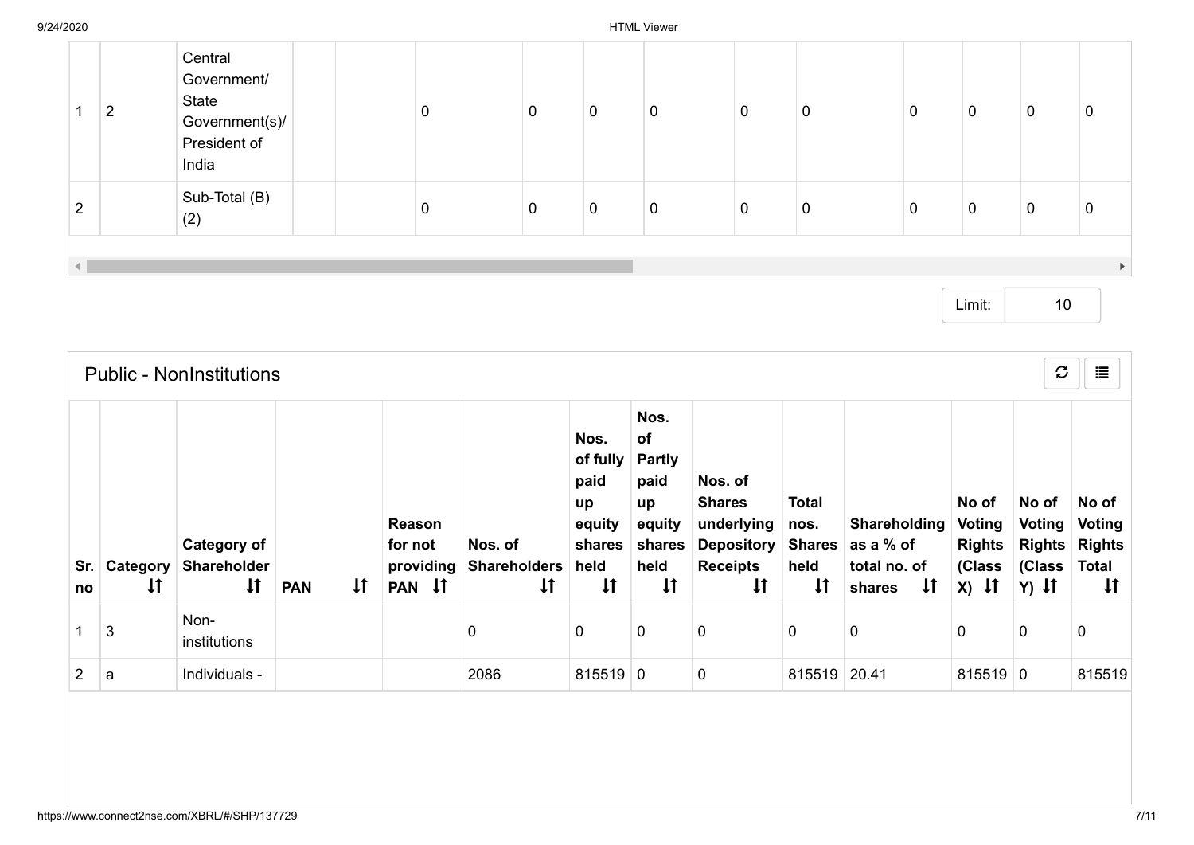| | | | | | | | | | | | | | |
|---|---|---|---|---|---|---|---|---|---|---|---|---|---|
| 1 | 2 | Central Government/ State Government(s)/ President of India | | | 0 | 0 | 0 | 0 | 0 | 0 | 0 | 0 | 0 | 0 |
| 2 | | Sub-Total (B)(2) | | | 0 | 0 | 0 | 0 | 0 | 0 | 0 | 0 | 0 | 0 |

Limit: 10

## Public - NonInstitutions

| Sr. no | Category | Category of Shareholder | PAN | Reason for not providing PAN | Nos. of Shareholders | Nos. of fully paid up equity shares held | Nos. of Partly paid up equity shares held | Nos. of Shares underlying Depository Receipts | Total nos. Shares held | Shareholding as a % of total no. of shares | No of Voting Rights (Class X) | No of Voting Rights (Class Y) | No of Voting Rights Total |
|---|---|---|---|---|---|---|---|---|---|---|---|---|---|
| 1 | 3 | Non-institutions | | | 0 | 0 | 0 | 0 | 0 | 0 | 0 | 0 | 0 |
| 2 | a | Individuals - | | | 2086 | 815519 | 0 | 0 | 815519 | 20.41 | 815519 | 0 | 815519 |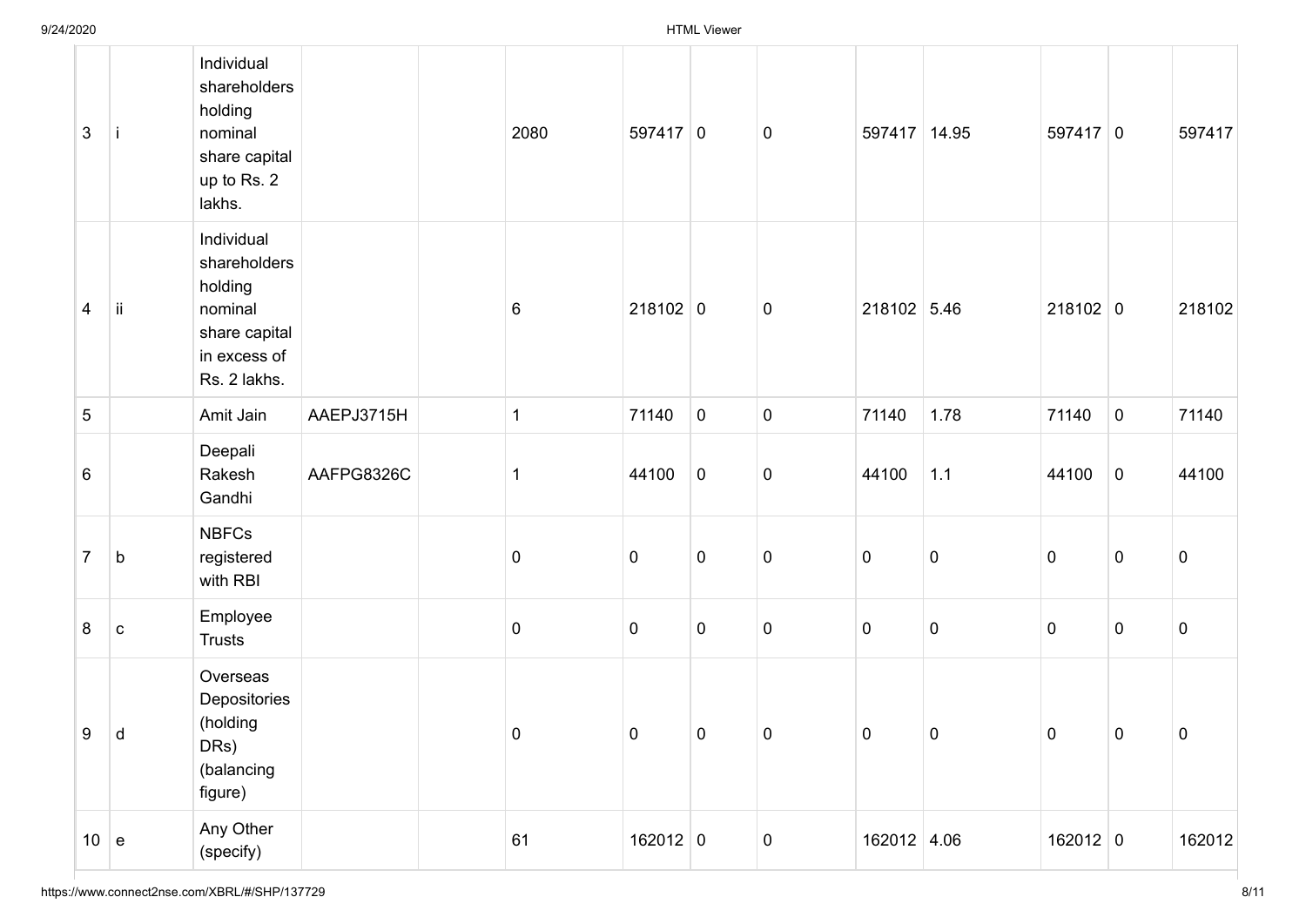| | | | | | | | | | | | | | |
|---|---|---|---|---|---|---|---|---|---|---|---|---|---|
| 3 | i | Individual shareholders holding nominal share capital up to Rs. 2 lakhs. | | | 2080 | 597417 | 0 | 0 | 597417 | 14.95 | 597417 | 0 | 597417 |
| 4 | ii | Individual shareholders holding nominal share capital in excess of Rs. 2 lakhs. | | | 6 | 218102 | 0 | 0 | 218102 | 5.46 | 218102 | 0 | 218102 |
| 5 | | Amit Jain | AAEPJ3715H | | 1 | 71140 | 0 | 0 | 71140 | 1.78 | 71140 | 0 | 71140 |
| 6 | | Deepali Rakesh Gandhi | AAFPG8326C | | 1 | 44100 | 0 | 0 | 44100 | 1.1 | 44100 | 0 | 44100 |
| 7 | b | NBFCs registered with RBI | | | 0 | 0 | 0 | 0 | 0 | 0 | 0 | 0 | 0 |
| 8 | c | Employee Trusts | | | 0 | 0 | 0 | 0 | 0 | 0 | 0 | 0 | 0 |
| 9 | d | Overseas Depositories (holding DRs) (balancing figure) | | | 0 | 0 | 0 | 0 | 0 | 0 | 0 | 0 | 0 |
| 10 | e | Any Other (specify) | | | 61 | 162012 | 0 | 0 | 162012 | 4.06 | 162012 | 0 | 162012 |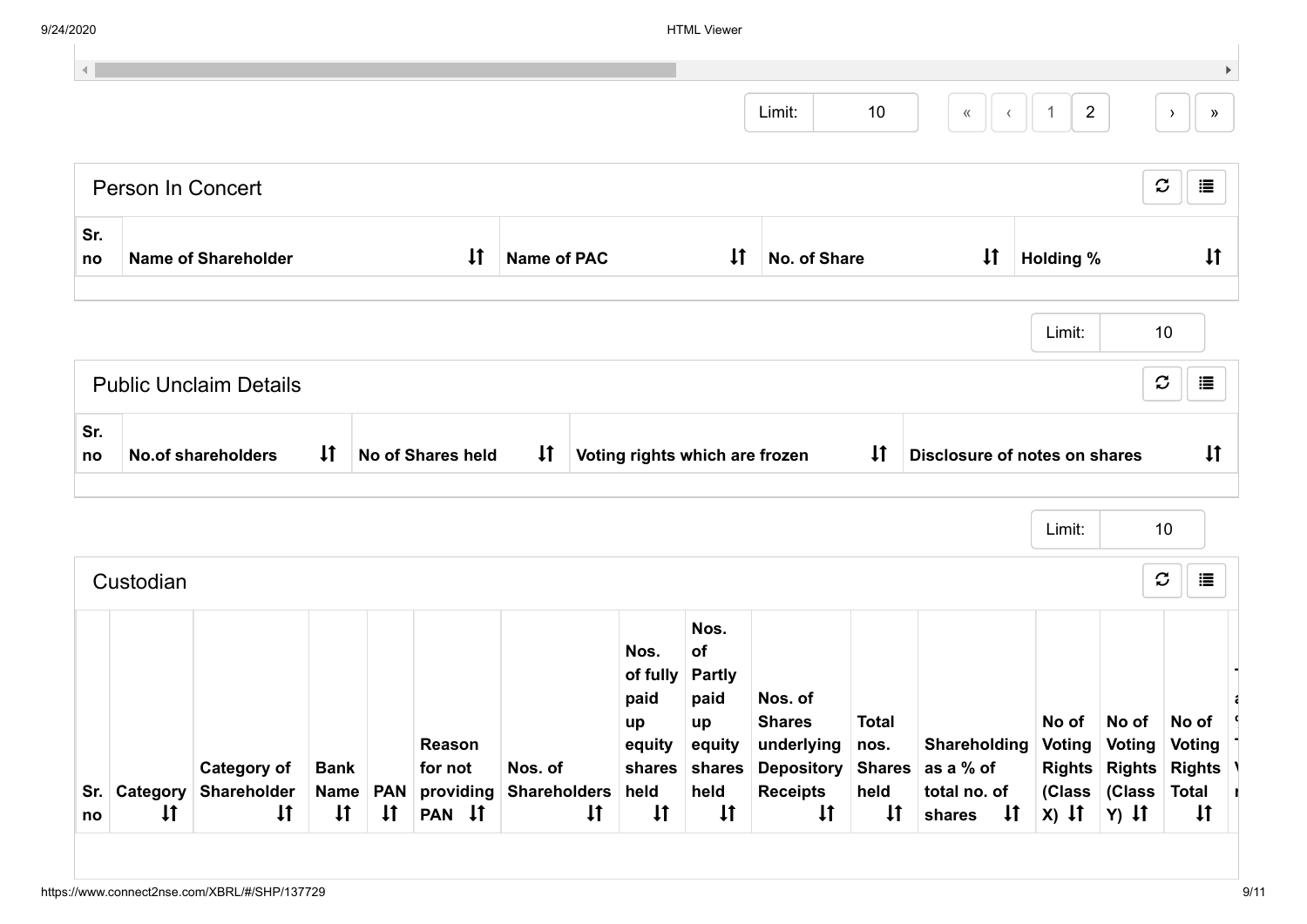Limit: 10

« ‹ 1 2 › »

## Person In Concert

| Sr. no | Name of Shareholder | Name of PAC | No. of Share | Holding % |
|---|---|---|---|---|

Limit: 10

## Public Unclaim Details

| Sr. no | No.of shareholders | No of Shares held | Voting rights which are frozen | Disclosure of notes on shares |
|---|---|---|---|---|

Limit: 10

## Custodian

| Sr. no | Category | Category of Shareholder | Bank Name | PAN | Reason for not providing PAN | Nos. of Shareholders | Nos. of fully paid up equity shares held | Nos. of Partly paid up equity shares held | Nos. of Shares underlying Depository Receipts | Total nos. Shares held | Shareholding as a % of total no. of shares | No of Voting Rights (Class X) | No of Voting Rights (Class Y) | No of Voting Rights Total |
|---|---|---|---|---|---|---|---|---|---|---|---|---|---|---|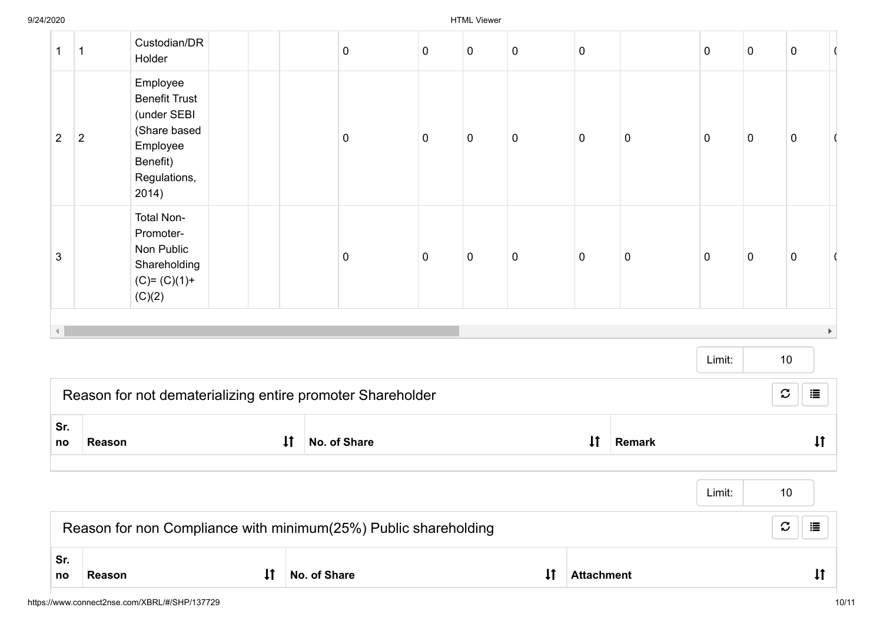| | | | | | | | | | | | | | | |
|---|---|---|---|---|---|---|---|---|---|---|---|---|---|---|
| 1 | 1 | Custodian/DR Holder | | | | 0 | 0 | 0 | 0 | 0 | | 0 | 0 | 0 |
| 2 | 2 | Employee Benefit Trust (under SEBI (Share based Employee Benefit) Regulations, 2014) | | | | 0 | 0 | 0 | 0 | 0 | 0 | 0 | 0 | 0 |
| 3 | | Total Non-Promoter- Non Public Shareholding (C)= (C)(1)+(C)(2) | | | | 0 | 0 | 0 | 0 | 0 | 0 | 0 | 0 | 0 |

Limit: 10

## Reason for not dematerializing entire promoter Shareholder

| Sr. no | Reason | No. of Share | Remark |
|---|---|---|---|

Limit: 10

## Reason for non Compliance with minimum(25%) Public shareholding

| Sr. no | Reason | No. of Share | Attachment |
|---|---|---|---|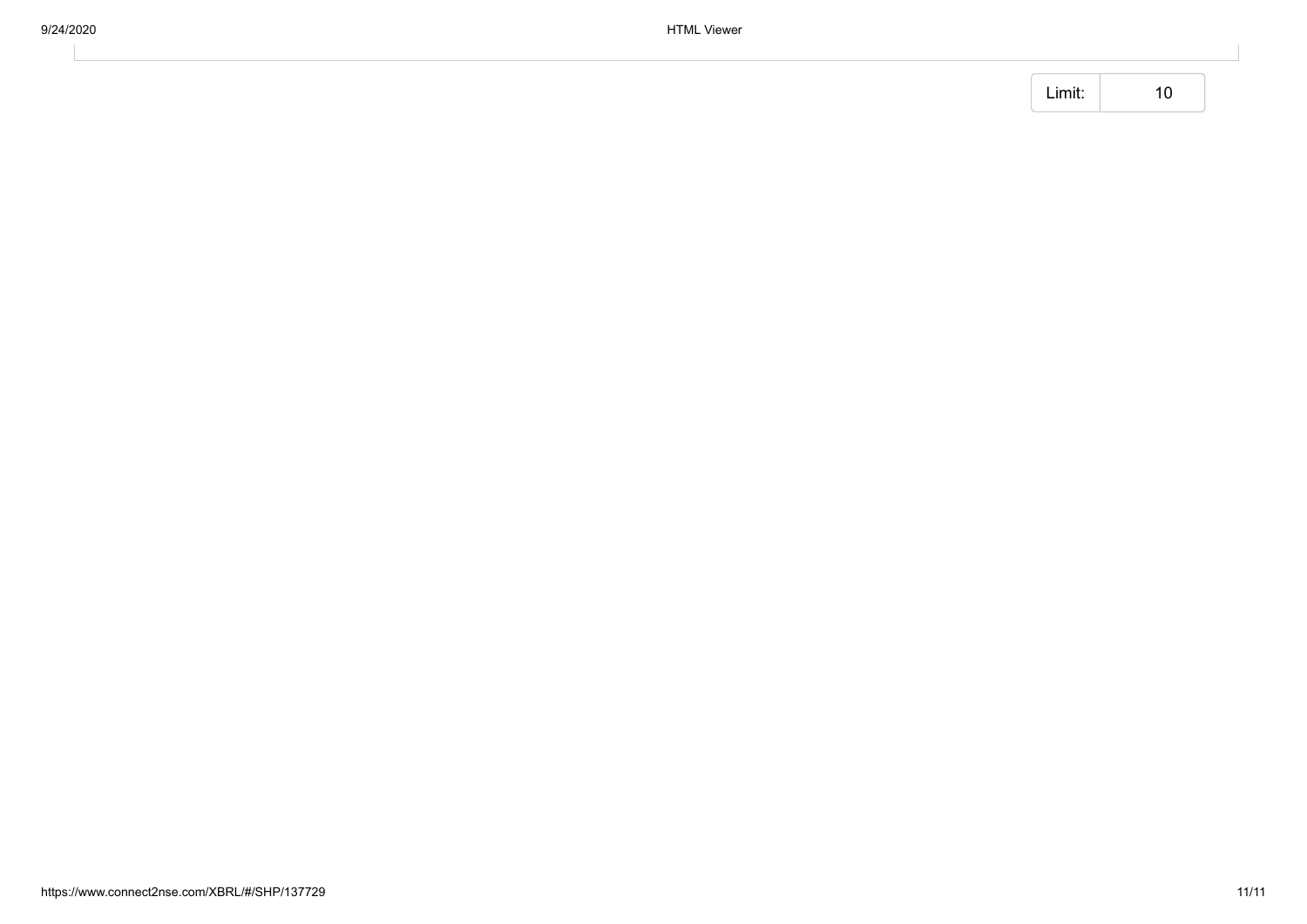| Limit: | 10 |
| --- | --- |